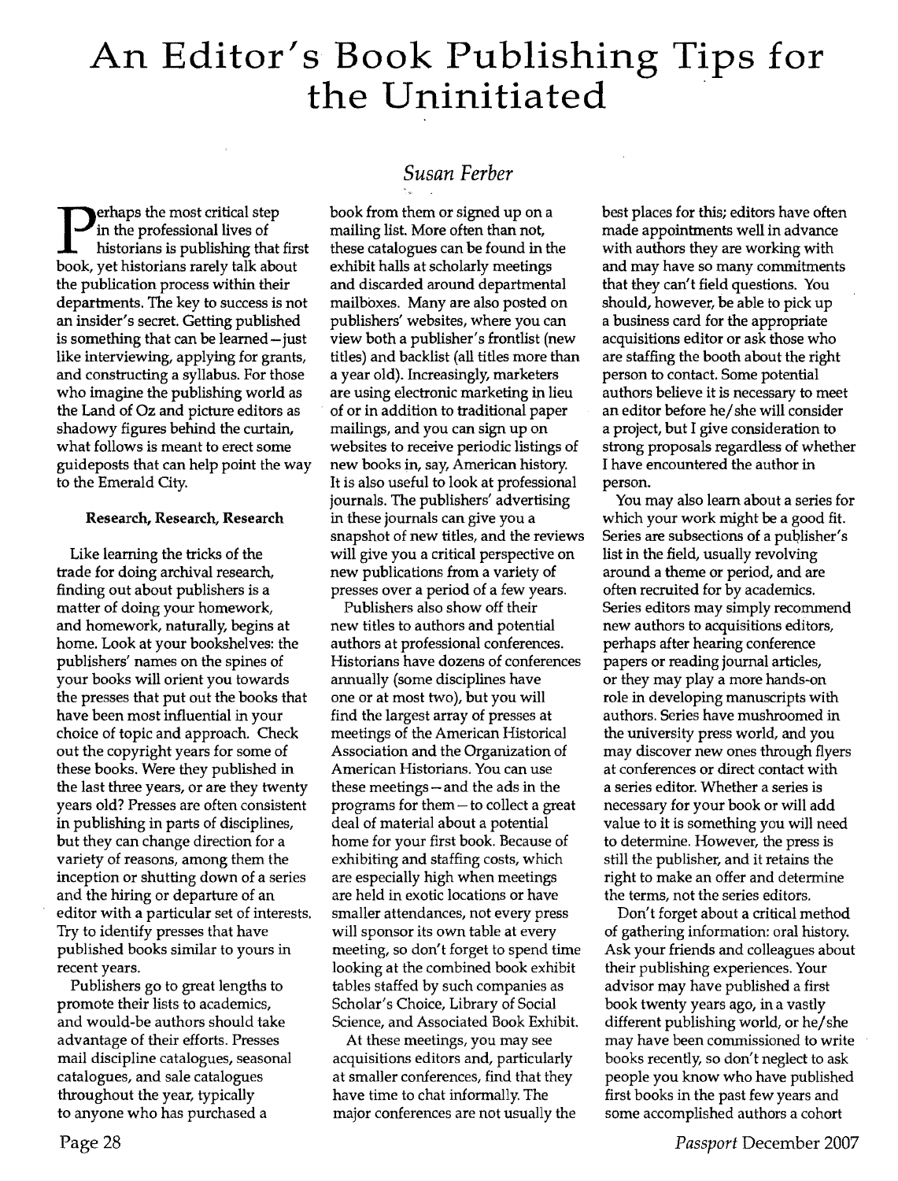# An Editor's Book Publishing Tips for the Uninitiated

*Susan Ferber*

Perhaps the most critical step in the professional lives of historians is publishing that first book, yet historians rarely talk about the publication process within their departments. The key to success is not an insider's secret. Getting published is something that can be learned—just like interviewing, applying for grants, and constructing a syllabus. For those who imagine the publishing world as the Land of Oz and picture editors as shadowy figures behind the curtain, what follows is meant to erect some guideposts that can help point the way to the Emerald City.

**Research, Research, Research**

Like learning the tricks of the trade for doing archival research, finding out about publishers is a matter of doing your homework, and homework, naturally, begins at home. Look at your bookshelves: the publishers' names on the spines of your books will orient you towards the presses that put out the books that have been most influential in your choice of topic and approach. Check out the copyright years for some of these books. Were they published in the last three years, or are they twenty years old? Presses are often consistent in publishing in parts of disciplines, but they can change direction for a variety of reasons, among them the inception or shutting down of a series and the hiring or departure of an editor with a particular set of interests. Try to identify presses that have published books similar to yours in recent years.

Publishers go to great lengths to promote their lists to academics, and would-be authors should take advantage of their efforts. Presses mail discipline catalogues, seasonal catalogues, and sale catalogues throughout the year, typically to anyone who has purchased a book from them or signed up on a mailing list. More often than not, these catalogues can be found in the exhibit halls at scholarly meetings and discarded around departmental mailboxes. Many are also posted on publishers' websites, where you can view both a publisher's frontlist (new titles) and backlist (all titles more than a year old). Increasingly, marketers are using electronic marketing in lieu of or in addition to traditional paper mailings, and you can sign up on websites to receive periodic listings of new books in, say, American history. It is also useful to look at professional journals. The publishers' advertising in these journals can give you a snapshot of new titles, and the reviews will give you a critical perspective on new publications from a variety of presses over a period of a few years.

Publishers also show off their new titles to authors and potential authors at professional conferences. Historians have dozens of conferences annually (some disciplines have one or at most two), but you will find the largest array of presses at meetings of the American Historical Association and the Organization of American Historians. You can use these meetings—and the ads in the programs for them—to collect a great deal of material about a potential home for your first book. Because of exhibiting and staffing costs, which are especially high when meetings are held in exotic locations or have smaller attendances, not every press will sponsor its own table at every meeting, so don't forget to spend time looking at the combined book exhibit tables staffed by such companies as Scholar's Choice, Library of Social Science, and Associated Book Exhibit.

At these meetings, you may see acquisitions editors and, particularly at smaller conferences, find that they have time to chat informally. The major conferences are not usually the best places for this; editors have often made appointments well in advance with authors they are working with and may have so many commitments that they can't field questions. You should, however, be able to pick up a business card for the appropriate acquisitions editor or ask those who are staffing the booth about the right person to contact. Some potential authors believe it is necessary to meet an editor before he/she will consider a project, but I give consideration to strong proposals regardless of whether I have encountered the author in person.

You may also learn about a series for which your work might be a good fit. Series are subsections of a publisher's list in the field, usually revolving around a theme or period, and are often recruited for by academics. Series editors may simply recommend new authors to acquisitions editors, perhaps after hearing conference papers or reading journal articles, or they may play a more hands-on role in developing manuscripts with authors. Series have mushroomed in the university press world, and you may discover new ones through flyers at conferences or direct contact with a series editor. Whether a series is necessary for your book or will add value to it is something you will need to determine. However, the press is still the publisher, and it retains the right to make an offer and determine the terms, not the series editors.

Don't forget about a critical method of gathering information: oral history. Ask your friends and colleagues about their publishing experiences. Your advisor may have published a first book twenty years ago, in a vastly different publishing world, or he/she may have been commissioned to write books recently, so don't neglect to ask people you know who have published first books in the past few years and some accomplished authors a cohort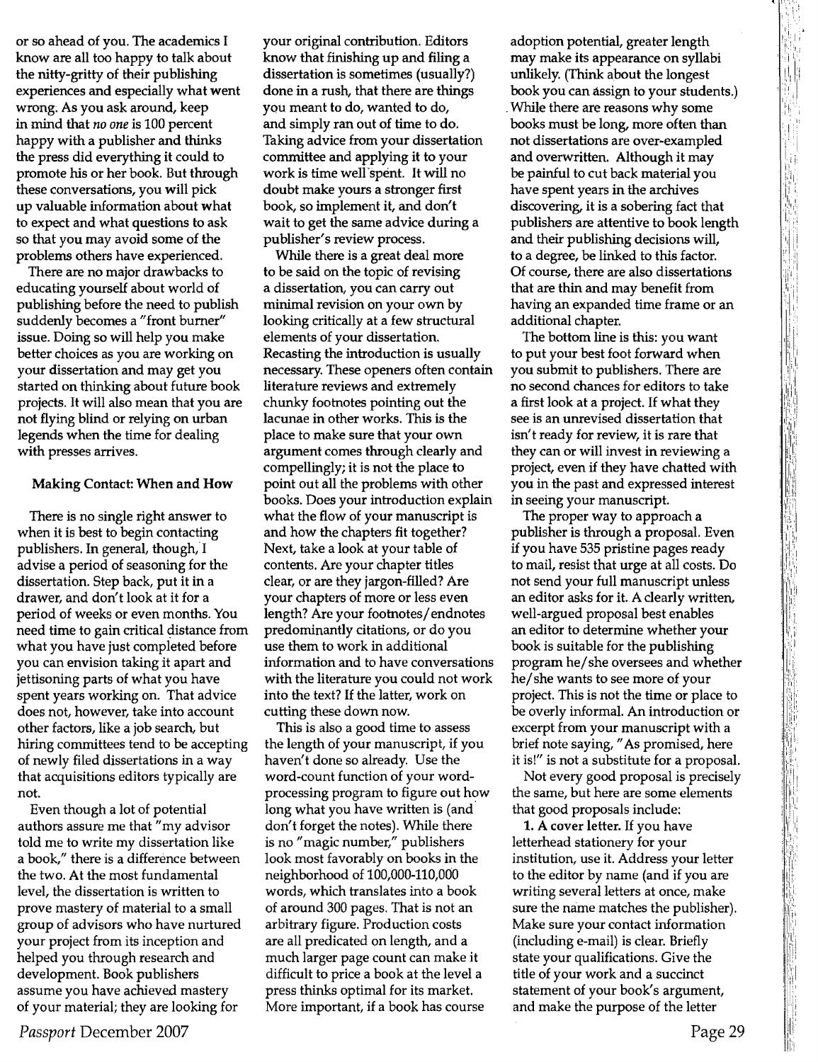or so ahead of you. The academics I know are all too happy to talk about the nitty-gritty of their publishing experiences and especially what went wrong. As you ask around, keep in mind that *no one* is 100 percent happy with a publisher and thinks the press did everything it could to promote his or her book. But through these conversations, you will pick up valuable information about what to expect and what questions to ask so that you may avoid some of the problems others have experienced.

There are no major drawbacks to educating yourself about world of publishing before the need to publish suddenly becomes a "front burner" issue. Doing so will help you make better choices as you are working on your dissertation and may get you started on thinking about future book projects. It will also mean that you are not flying blind or relying on urban legends when the time for dealing with presses arrives.

**Making Contact: When and How**

There is no single right answer to when it is best to begin contacting publishers. In general, though, I advise a period of seasoning for the dissertation. Step back, put it in a drawer, and don't look at it for a period of weeks or even months. You need time to gain critical distance from what you have just completed before you can envision taking it apart and jettisoning parts of what you have spent years working on. That advice does not, however, take into account other factors, like a job search, but hiring committees tend to be accepting of newly filed dissertations in a way that acquisitions editors typically are not.

Even though a lot of potential authors assure me that "my advisor told me to write my dissertation like a book," there is a difference between the two. At the most fundamental level, the dissertation is written to prove mastery of material to a small group of advisors who have nurtured your project from its inception and helped you through research and development. Book publishers assume you have achieved mastery of your material; they are looking for your original contribution. Editors know that finishing up and filing a dissertation is sometimes (usually?) done in a rush, that there are things you meant to do, wanted to do, and simply ran out of time to do. Taking advice from your dissertation committee and applying it to your work is time well spent. It will no doubt make yours a stronger first book, so implement it, and don't wait to get the same advice during a publisher's review process.

While there is a great deal more to be said on the topic of revising a dissertation, you can carry out minimal revision on your own by looking critically at a few structural elements of your dissertation. Recasting the introduction is usually necessary. These openers often contain literature reviews and extremely chunky footnotes pointing out the lacunae in other works. This is the place to make sure that your own argument comes through clearly and compellingly; it is not the place to point out all the problems with other books. Does your introduction explain what the flow of your manuscript is and how the chapters fit together? Next, take a look at your table of contents. Are your chapter titles clear, or are they jargon-filled? Are your chapters of more or less even length? Are your footnotes/endnotes predominantly citations, or do you use them to work in additional information and to have conversations with the literature you could not work into the text? If the latter, work on cutting these down now.

This is also a good time to assess the length of your manuscript, if you haven't done so already. Use the word-count function of your word-processing program to figure out how long what you have written is (and don't forget the notes). While there is no "magic number," publishers look most favorably on books in the neighborhood of 100,000-110,000 words, which translates into a book of around 300 pages. That is not an arbitrary figure. Production costs are all predicated on length, and a much larger page count can make it difficult to price a book at the level a press thinks optimal for its market. More important, if a book has course adoption potential, greater length may make its appearance on syllabi unlikely. (Think about the longest book you can assign to your students.) While there are reasons why some books must be long, more often than not dissertations are over-exampled and overwritten. Although it may be painful to cut back material you have spent years in the archives discovering, it is a sobering fact that publishers are attentive to book length and their publishing decisions will, to a degree, be linked to this factor. Of course, there are also dissertations that are thin and may benefit from having an expanded time frame or an additional chapter.

The bottom line is this: you want to put your best foot forward when you submit to publishers. There are no second chances for editors to take a first look at a project. If what they see is an unrevised dissertation that isn't ready for review, it is rare that they can or will invest in reviewing a project, even if they have chatted with you in the past and expressed interest in seeing your manuscript.

The proper way to approach a publisher is through a proposal. Even if you have 535 pristine pages ready to mail, resist that urge at all costs. Do not send your full manuscript unless an editor asks for it. A clearly written, well-argued proposal best enables an editor to determine whether your book is suitable for the publishing program he/she oversees and whether he/she wants to see more of your project. This is not the time or place to be overly informal. An introduction or excerpt from your manuscript with a brief note saying, "As promised, here it is!" is not a substitute for a proposal.

Not every good proposal is precisely the same, but here are some elements that good proposals include:

**1. A cover letter.** If you have letterhead stationery for your institution, use it. Address your letter to the editor by name (and if you are writing several letters at once, make sure the name matches the publisher). Make sure your contact information (including e-mail) is clear. Briefly state your qualifications. Give the title of your work and a succinct statement of your book's argument, and make the purpose of the letter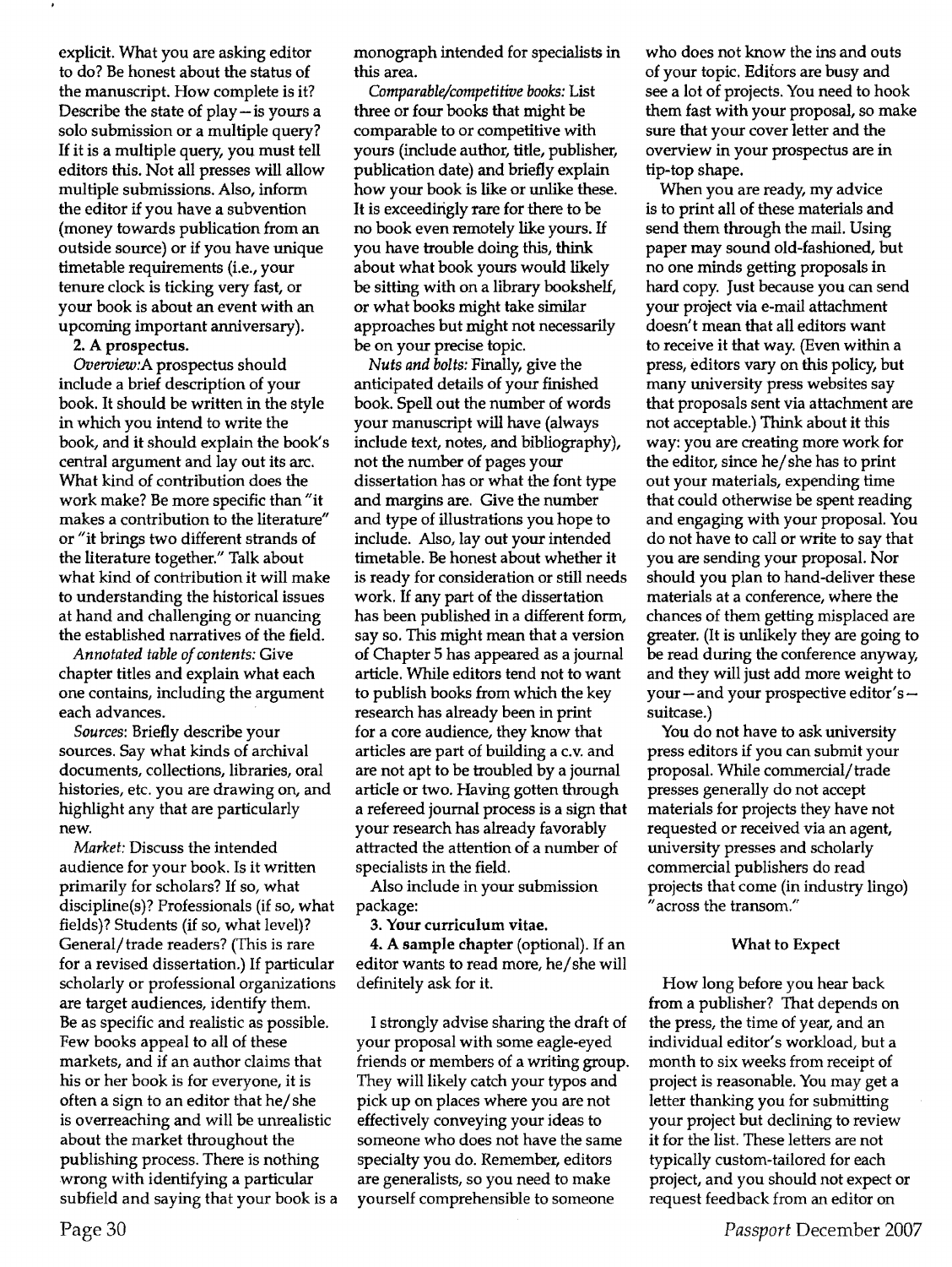explicit. What you are asking editor to do? Be honest about the status of the manuscript. How complete is it? Describe the state of play – is yours a solo submission or a multiple query? If it is a multiple query, you must tell editors this. Not all presses will allow multiple submissions. Also, inform the editor if you have a subvention (money towards publication from an outside source) or if you have unique timetable requirements (i.e., your tenure clock is ticking very fast, or your book is about an event with an upcoming important anniversary).

**2. A prospectus.**

*Overview:* A prospectus should include a brief description of your book. It should be written in the style in which you intend to write the book, and it should explain the book's central argument and lay out its arc. What kind of contribution does the work make? Be more specific than "it makes a contribution to the literature" or "it brings two different strands of the literature together." Talk about what kind of contribution it will make to understanding the historical issues at hand and challenging or nuancing the established narratives of the field.

*Annotated table of contents:* Give chapter titles and explain what each one contains, including the argument each advances.

*Sources:* Briefly describe your sources. Say what kinds of archival documents, collections, libraries, oral histories, etc. you are drawing on, and highlight any that are particularly new.

*Market:* Discuss the intended audience for your book. Is it written primarily for scholars? If so, what discipline(s)? Professionals (if so, what fields)? Students (if so, what level)? General/trade readers? (This is rare for a revised dissertation.) If particular scholarly or professional organizations are target audiences, identify them. Be as specific and realistic as possible. Few books appeal to all of these markets, and if an author claims that his or her book is for everyone, it is often a sign to an editor that he/she is overreaching and will be unrealistic about the market throughout the publishing process. There is nothing wrong with identifying a particular subfield and saying that your book is a monograph intended for specialists in this area.

*Comparable/competitive books:* List three or four books that might be comparable to or competitive with yours (include author, title, publisher, publication date) and briefly explain how your book is like or unlike these. It is exceedingly rare for there to be no book even remotely like yours. If you have trouble doing this, think about what book yours would likely be sitting with on a library bookshelf, or what books might take similar approaches but might not necessarily be on your precise topic.

*Nuts and bolts:* Finally, give the anticipated details of your finished book. Spell out the number of words your manuscript will have (always include text, notes, and bibliography), not the number of pages your dissertation has or what the font type and margins are. Give the number and type of illustrations you hope to include. Also, lay out your intended timetable. Be honest about whether it is ready for consideration or still needs work. If any part of the dissertation has been published in a different form, say so. This might mean that a version of Chapter 5 has appeared as a journal article. While editors tend not to want to publish books from which the key research has already been in print for a core audience, they know that articles are part of building a c.v. and are not apt to be troubled by a journal article or two. Having gotten through a refereed journal process is a sign that your research has already favorably attracted the attention of a number of specialists in the field.

Also include in your submission package:

**3. Your curriculum vitae.**

**4. A sample chapter** (optional). If an editor wants to read more, he/she will definitely ask for it.

I strongly advise sharing the draft of your proposal with some eagle-eyed friends or members of a writing group. They will likely catch your typos and pick up on places where you are not effectively conveying your ideas to someone who does not have the same specialty you do. Remember, editors are generalists, so you need to make yourself comprehensible to someone who does not know the ins and outs of your topic. Editors are busy and see a lot of projects. You need to hook them fast with your proposal, so make sure that your cover letter and the overview in your prospectus are in tip-top shape.

When you are ready, my advice is to print all of these materials and send them through the mail. Using paper may sound old-fashioned, but no one minds getting proposals in hard copy. Just because you can send your project via e-mail attachment doesn't mean that all editors want to receive it that way. (Even within a press, editors vary on this policy, but many university press websites say that proposals sent via attachment are not acceptable.) Think about it this way: you are creating more work for the editor, since he/she has to print out your materials, expending time that could otherwise be spent reading and engaging with your proposal. You do not have to call or write to say that you are sending your proposal. Nor should you plan to hand-deliver these materials at a conference, where the chances of them getting misplaced are greater. (It is unlikely they are going to be read during the conference anyway, and they will just add more weight to your – and your prospective editor's – suitcase.)

You do not have to ask university press editors if you can submit your proposal. While commercial/trade presses generally do not accept materials for projects they have not requested or received via an agent, university presses and scholarly commercial publishers do read projects that come (in industry lingo) "across the transom."

### What to Expect

How long before you hear back from a publisher? That depends on the press, the time of year, and an individual editor's workload, but a month to six weeks from receipt of project is reasonable. You may get a letter thanking you for submitting your project but declining to review it for the list. These letters are not typically custom-tailored for each project, and you should not expect or request feedback from an editor on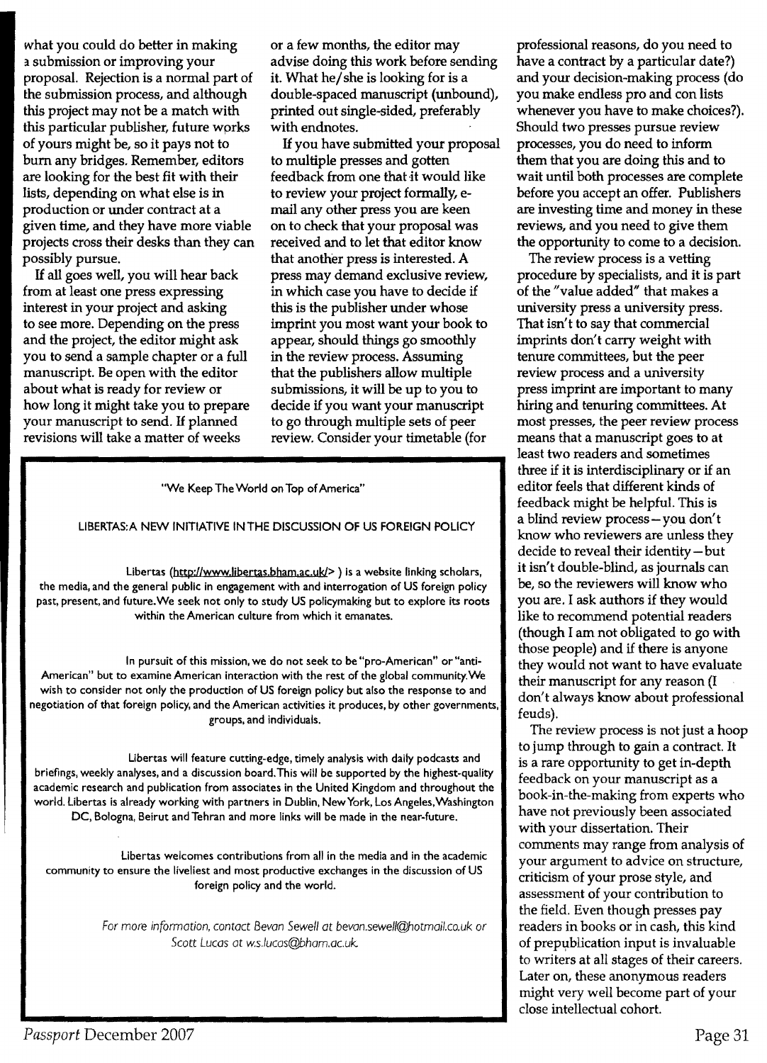what you could do better in making a submission or improving your proposal. Rejection is a normal part of the submission process, and although this project may not be a match with this particular publisher, future works of yours might be, so it pays not to burn any bridges. Remember, editors are looking for the best fit with their lists, depending on what else is in production or under contract at a given time, and they have more viable projects cross their desks than they can possibly pursue.

If all goes well, you will hear back from at least one press expressing interest in your project and asking to see more. Depending on the press and the project, the editor might ask you to send a sample chapter or a full manuscript. Be open with the editor about what is ready for review or how long it might take you to prepare your manuscript to send. If planned revisions will take a matter of weeks or a few months, the editor may advise doing this work before sending it. What he/she is looking for is a double-spaced manuscript (unbound), printed out single-sided, preferably with endnotes.

If you have submitted your proposal to multiple presses and gotten feedback from one that it would like to review your project formally, e-mail any other press you are keen on to check that your proposal was received and to let that editor know that another press is interested. A press may demand exclusive review, in which case you have to decide if this is the publisher under whose imprint you most want your book to appear, should things go smoothly in the review process. Assuming that the publishers allow multiple submissions, it will be up to you to decide if you want your manuscript to go through multiple sets of peer review. Consider your timetable (for professional reasons, do you need to have a contract by a particular date?) and your decision-making process (do you make endless pro and con lists whenever you have to make choices?). Should two presses pursue review processes, you do need to inform them that you are doing this and to wait until both processes are complete before you accept an offer. Publishers are investing time and money in these reviews, and you need to give them the opportunity to come to a decision.

The review process is a vetting procedure by specialists, and it is part of the "value added" that makes a university press a university press. That isn't to say that commercial imprints don't carry weight with tenure committees, but the peer review process and a university press imprint are important to many hiring and tenuring committees. At most presses, the peer review process means that a manuscript goes to at least two readers and sometimes three if it is interdisciplinary or if an editor feels that different kinds of feedback might be helpful. This is a blind review process—you don't know who reviewers are unless they decide to reveal their identity—but it isn't double-blind, as journals can be, so the reviewers will know who you are. I ask authors if they would like to recommend potential readers (though I am not obligated to go with those people) and if there is anyone they would not want to have evaluate their manuscript for any reason (I don't always know about professional feuds).

The review process is not just a hoop to jump through to gain a contract. It is a rare opportunity to get in-depth feedback on your manuscript as a book-in-the-making from experts who have not previously been associated with your dissertation. Their comments may range from analysis of your argument to advice on structure, criticism of your prose style, and assessment of your contribution to the field. Even though presses pay readers in books or in cash, this kind of prepublication input is invaluable to writers at all stages of their careers. Later on, these anonymous readers might very well become part of your close intellectual cohort.

---

"We Keep The World on Top of America"

LIBERTAS: A NEW INITIATIVE IN THE DISCUSSION OF US FOREIGN POLICY

Libertas (http://www.libertas.bham.ac.uk/> ) is a website linking scholars, the media, and the general public in engagement with and interrogation of US foreign policy past, present, and future. We seek not only to study US policymaking but to explore its roots within the American culture from which it emanates.

In pursuit of this mission, we do not seek to be "pro-American" or "anti-American" but to examine American interaction with the rest of the global community. We wish to consider not only the production of US foreign policy but also the response to and negotiation of that foreign policy, and the American activities it produces, by other governments, groups, and individuals.

Libertas will feature cutting-edge, timely analysis with daily podcasts and briefings, weekly analyses, and a discussion board. This will be supported by the highest-quality academic research and publication from associates in the United Kingdom and throughout the world. Libertas is already working with partners in Dublin, New York, Los Angeles, Washington DC, Bologna, Beirut and Tehran and more links will be made in the near-future.

Libertas welcomes contributions from all in the media and in the academic community to ensure the liveliest and most productive exchanges in the discussion of US foreign policy and the world.

*For more information, contact Bevan Sewell at bevan.sewell@hotmail.co.uk or Scott Lucas at w.s.lucas@bham.ac.uk*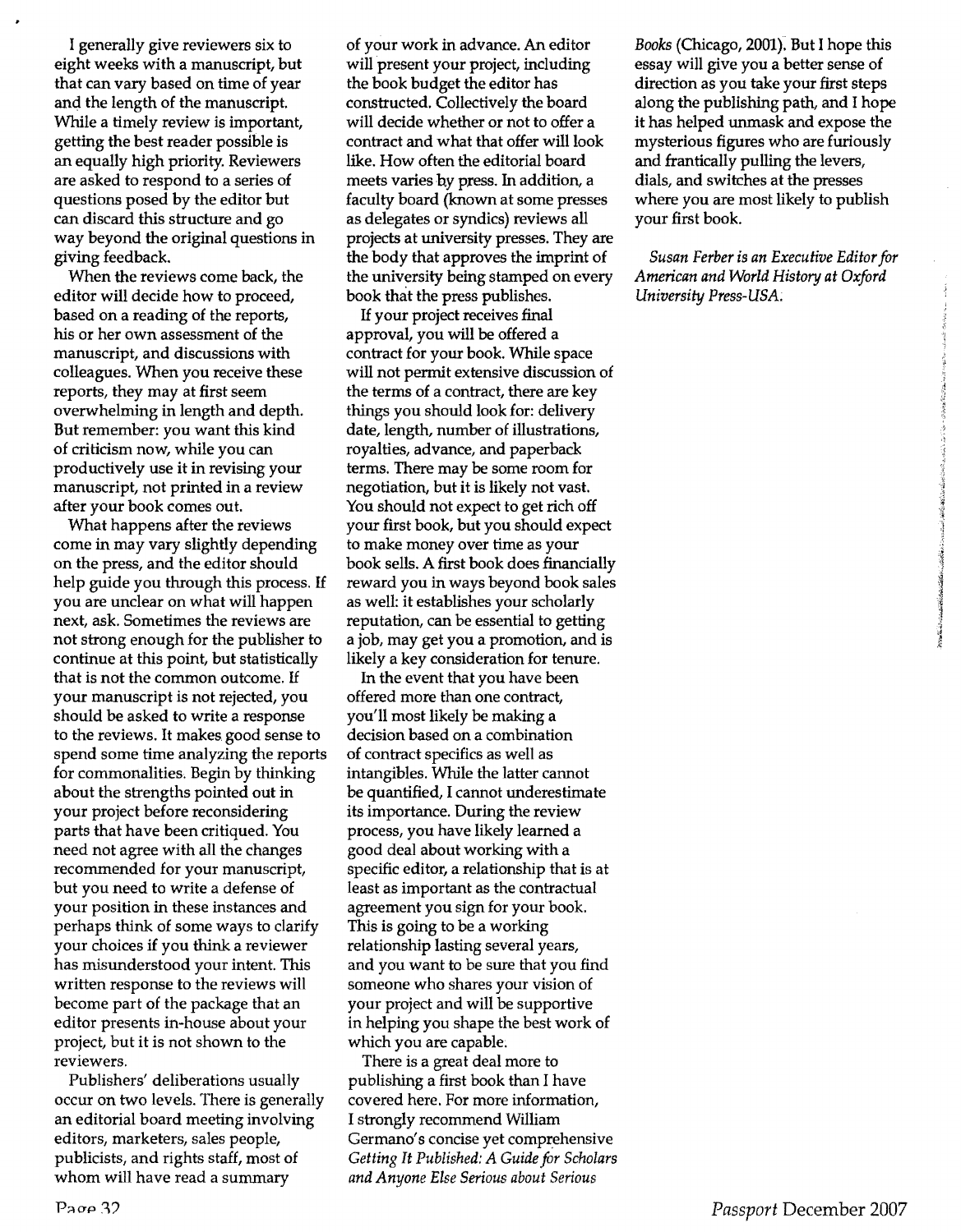I generally give reviewers six to eight weeks with a manuscript, but that can vary based on time of year and the length of the manuscript. While a timely review is important, getting the best reader possible is an equally high priority. Reviewers are asked to respond to a series of questions posed by the editor but can discard this structure and go way beyond the original questions in giving feedback.

When the reviews come back, the editor will decide how to proceed, based on a reading of the reports, his or her own assessment of the manuscript, and discussions with colleagues. When you receive these reports, they may at first seem overwhelming in length and depth. But remember: you want this kind of criticism now, while you can productively use it in revising your manuscript, not printed in a review after your book comes out.

What happens after the reviews come in may vary slightly depending on the press, and the editor should help guide you through this process. If you are unclear on what will happen next, ask. Sometimes the reviews are not strong enough for the publisher to continue at this point, but statistically that is not the common outcome. If your manuscript is not rejected, you should be asked to write a response to the reviews. It makes good sense to spend some time analyzing the reports for commonalities. Begin by thinking about the strengths pointed out in your project before reconsidering parts that have been critiqued. You need not agree with all the changes recommended for your manuscript, but you need to write a defense of your position in these instances and perhaps think of some ways to clarify your choices if you think a reviewer has misunderstood your intent. This written response to the reviews will become part of the package that an editor presents in-house about your project, but it is not shown to the reviewers.

Publishers' deliberations usually occur on two levels. There is generally an editorial board meeting involving editors, marketers, sales people, publicists, and rights staff, most of whom will have read a summary of your work in advance. An editor will present your project, including the book budget the editor has constructed. Collectively the board will decide whether or not to offer a contract and what that offer will look like. How often the editorial board meets varies by press. In addition, a faculty board (known at some presses as delegates or syndics) reviews all projects at university presses. They are the body that approves the imprint of the university being stamped on every book that the press publishes.

If your project receives final approval, you will be offered a contract for your book. While space will not permit extensive discussion of the terms of a contract, there are key things you should look for: delivery date, length, number of illustrations, royalties, advance, and paperback terms. There may be some room for negotiation, but it is likely not vast. You should not expect to get rich off your first book, but you should expect to make money over time as your book sells. A first book does financially reward you in ways beyond book sales as well: it establishes your scholarly reputation, can be essential to getting a job, may get you a promotion, and is likely a key consideration for tenure.

In the event that you have been offered more than one contract, you'll most likely be making a decision based on a combination of contract specifics as well as intangibles. While the latter cannot be quantified, I cannot underestimate its importance. During the review process, you have likely learned a good deal about working with a specific editor, a relationship that is at least as important as the contractual agreement you sign for your book. This is going to be a working relationship lasting several years, and you want to be sure that you find someone who shares your vision of your project and will be supportive in helping you shape the best work of which you are capable.

There is a great deal more to publishing a first book than I have covered here. For more information, I strongly recommend William Germano's concise yet comprehensive *Getting It Published: A Guide for Scholars and Anyone Else Serious about Serious Books* (Chicago, 2001). But I hope this essay will give you a better sense of direction as you take your first steps along the publishing path, and I hope it has helped unmask and expose the mysterious figures who are furiously and frantically pulling the levers, dials, and switches at the presses where you are most likely to publish your first book.

*Susan Ferber is an Executive Editor for American and World History at Oxford University Press-USA.*